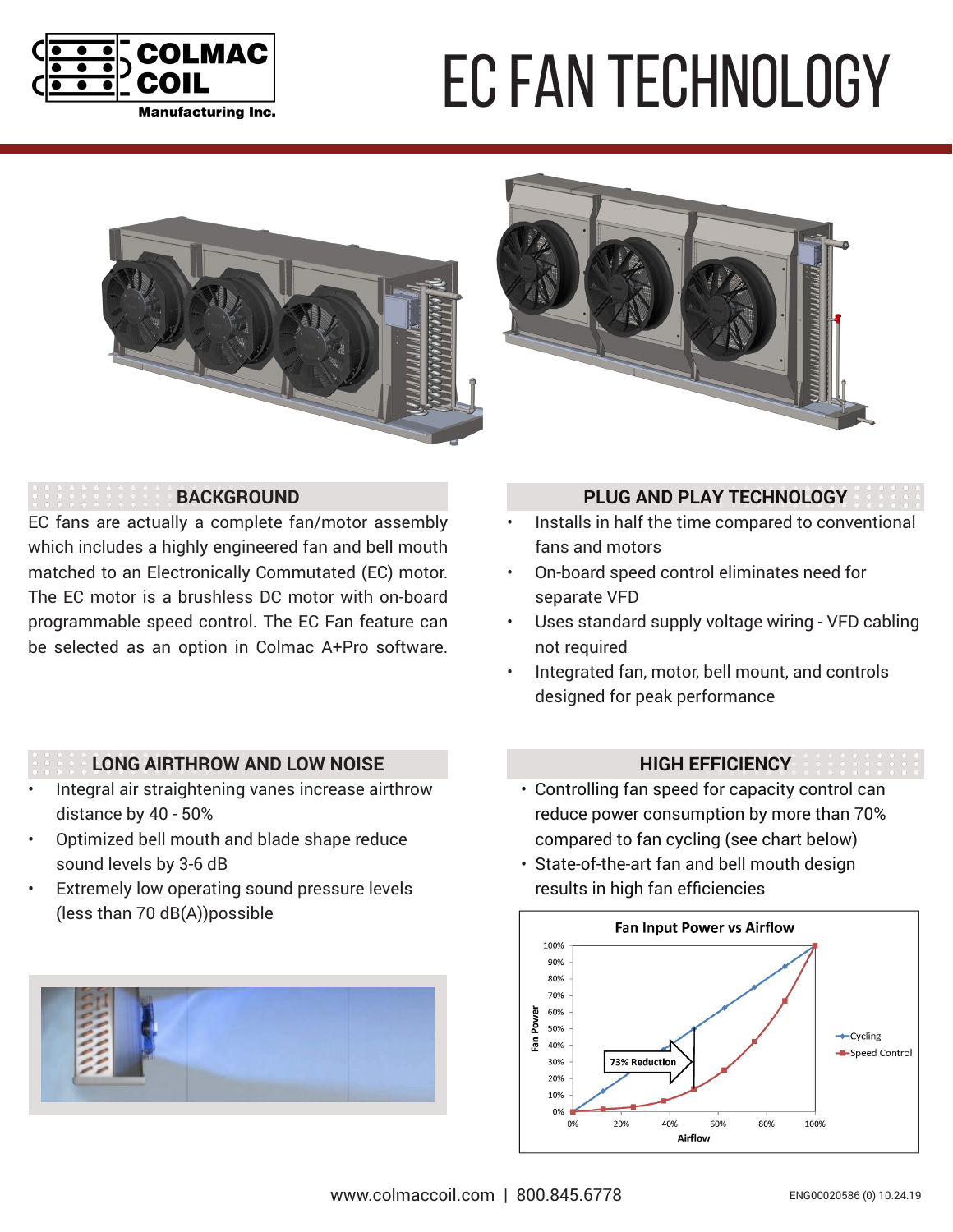COLMAC COIL Manufacturing Inc.

# EC FAN TECHNOLOGY

## BACKGROUND

EC fans are actually a complete fan/motor assembly which includes a highly engineered fan and bell mouth matched to an Electronically Commutated (EC) motor. The EC motor is a brushless DC motor with on-board programmable speed control. The EC Fan feature can be selected as an option in Colmac A+Pro software.

## PLUG AND PLAY TECHNOLOGY

- Installs in half the time compared to conventional fans and motors
- On-board speed control eliminates need for separate VFD
- Uses standard supply voltage wiring - VFD cabling not required
- Integrated fan, motor, bell mount, and controls designed for peak performance

## LONG AIRTHROW AND LOW NOISE

- Integral air straightening vanes increase airthrow distance by 40 - 50%
- Optimized bell mouth and blade shape reduce sound levels by 3-6 dB
- Extremely low operating sound pressure levels (less than 70 dB(A))possible

## HIGH EFFICIENCY

- Controlling fan speed for capacity control can reduce power consumption by more than 70% compared to fan cycling (see chart below)
- State-of-the-art fan and bell mouth design results in high fan efficiencies

**Fan Input Power vs Airflow**

(Chart: Fan Power vs Airflow; series: Cycling, Speed Control; annotation: 73% Reduction)

www.colmaccoil.com | 800.845.6778

ENG00020586 (0) 10.24.19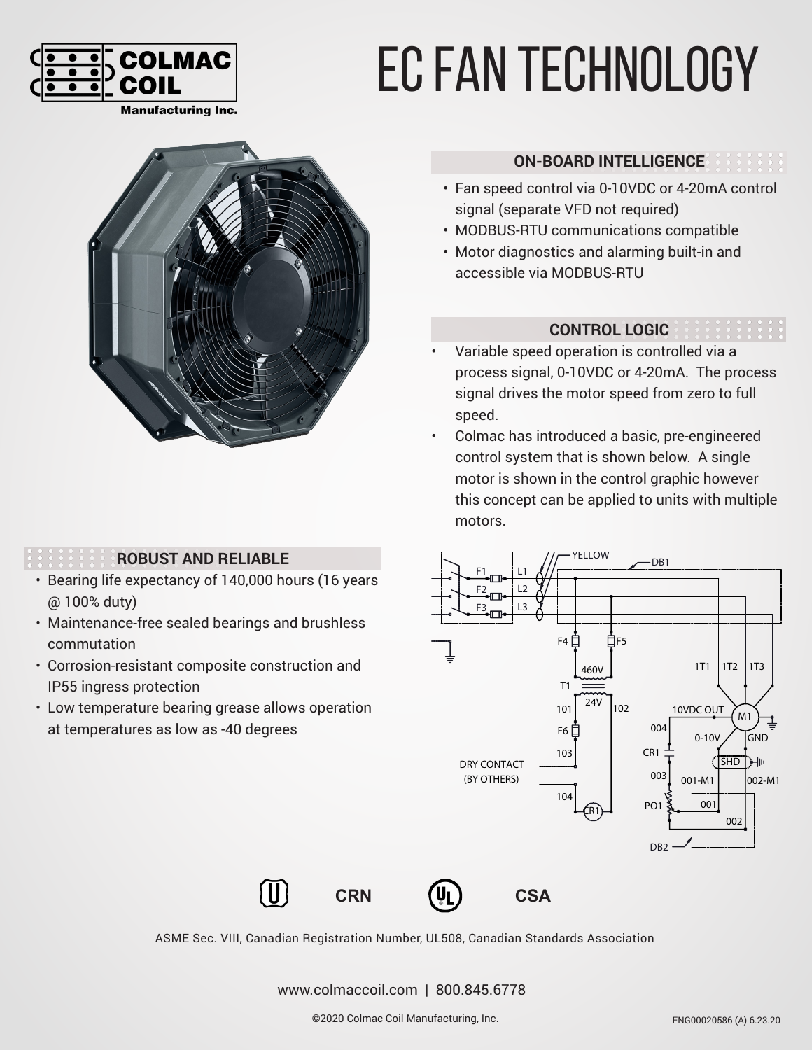# EC FAN TECHNOLOGY

## ON-BOARD INTELLIGENCE

- Fan speed control via 0-10VDC or 4-20mA control signal (separate VFD not required)
- MODBUS-RTU communications compatible
- Motor diagnostics and alarming built-in and accessible via MODBUS-RTU

## CONTROL LOGIC

- Variable speed operation is controlled via a process signal, 0-10VDC or 4-20mA. The process signal drives the motor speed from zero to full speed.
- Colmac has introduced a basic, pre-engineered control system that is shown below. A single motor is shown in the control graphic however this concept can be applied to units with multiple motors.

## ROBUST AND RELIABLE

- Bearing life expectancy of 140,000 hours (16 years @ 100% duty)
- Maintenance-free sealed bearings and brushless commutation
- Corrosion-resistant composite construction and IP55 ingress protection
- Low temperature bearing grease allows operation at temperatures as low as -40 degrees

YELLOW
DB1
F1 L1
F2 L2
F3 L3
F4 F5
460V
T1
24V
101 102
F6
103
DRY CONTACT (BY OTHERS)
104
CR1
1T1 1T2 1T3
10VDC OUT
M1
004
0-10V
GND
CR1
SHD
003
001-M1
002-M1
PO1
001
002
DB2

CRN CSA

ASME Sec. VIII, Canadian Registration Number, UL508, Canadian Standards Association

www.colmaccoil.com | 800.845.6778

©2020 Colmac Coil Manufacturing, Inc.

ENG00020586 (A) 6.23.20